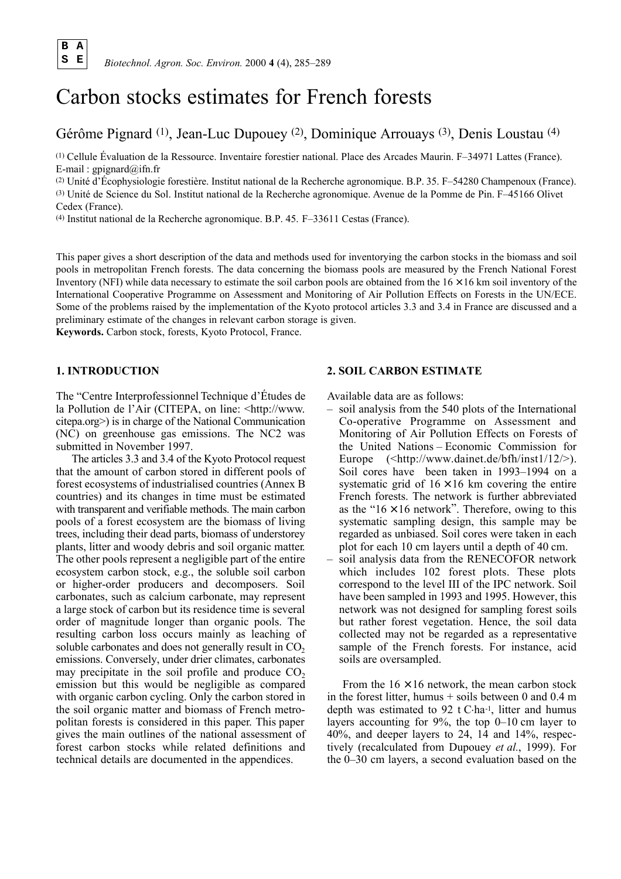# Carbon stocks estimates for French forests

Gérôme Pignard [(1)], Jean-Luc Dupouey [(2)], Dominique Arrouays [(3)], Denis Loustau [(4)]

[(1)] Cellule Évaluation de la Ressource. Inventaire forestier national. Place des Arcades Maurin. F–34971 Lattes (France). E-mail : gpignard@ifn.fr

[(2)] Unité d'Écophysiologie forestière. Institut national de la Recherche agronomique. B.P. 35. F–54280 Champenoux (France).

[(3)] Unité de Science du Sol. Institut national de la Recherche agronomique. Avenue de la Pomme de Pin. F–45166 Olivet Cedex (France).

[(4)] Institut national de la Recherche agronomique. B.P. 45. F–33611 Cestas (France).

This paper gives a short description of the data and methods used for inventorying the carbon stocks in the biomass and soil pools in metropolitan French forests. The data concerning the biomass pools are measured by the French National Forest Inventory (NFI) while data necessary to estimate the soil carbon pools are obtained from the 16 × 16 km soil inventory of the International Cooperative Programme on Assessment and Monitoring of Air Pollution Effects on Forests in the UN/ECE. Some of the problems raised by the implementation of the Kyoto protocol articles 3.3 and 3.4 in France are discussed and a preliminary estimate of the changes in relevant carbon storage is given.

**Keywords.** Carbon stock, forests, Kyoto Protocol, France.

## 1. INTRODUCTION

The "Centre Interprofessionnel Technique d'Études de la Pollution de l'Air (CITEPA, on line: <http://www.citepa.org>) is in charge of the National Communication (NC) on greenhouse gas emissions. The NC2 was submitted in November 1997.

The articles 3.3 and 3.4 of the Kyoto Protocol request that the amount of carbon stored in different pools of forest ecosystems of industrialised countries (Annex B countries) and its changes in time must be estimated with transparent and verifiable methods. The main carbon pools of a forest ecosystem are the biomass of living trees, including their dead parts, biomass of understorey plants, litter and woody debris and soil organic matter. The other pools represent a negligible part of the entire ecosystem carbon stock, e.g., the soluble soil carbon or higher-order producers and decomposers. Soil carbonates, such as calcium carbonate, may represent a large stock of carbon but its residence time is several order of magnitude longer than organic pools. The resulting carbon loss occurs mainly as leaching of soluble carbonates and does not generally result in $CO_2$ emissions. Conversely, under drier climates, carbonates may precipitate in the soil profile and produce $CO_2$ emission but this would be negligible as compared with organic carbon cycling. Only the carbon stored in the soil organic matter and biomass of French metropolitan forests is considered in this paper. This paper gives the main outlines of the national assessment of forest carbon stocks while related definitions and technical details are documented in the appendices.

## 2. SOIL CARBON ESTIMATE

Available data are as follows:

- soil analysis from the 540 plots of the International Co-operative Programme on Assessment and Monitoring of Air Pollution Effects on Forests of the United Nations – Economic Commission for Europe (<http://www.dainet.de/bfh/inst1/12/>). Soil cores have been taken in 1993–1994 on a systematic grid of 16 × 16 km covering the entire French forests. The network is further abbreviated as the "16 × 16 network". Therefore, owing to this systematic sampling design, this sample may be regarded as unbiased. Soil cores were taken in each plot for each 10 cm layers until a depth of 40 cm.
- soil analysis data from the RENECOFOR network which includes 102 forest plots. These plots correspond to the level III of the IPC network. Soil have been sampled in 1993 and 1995. However, this network was not designed for sampling forest soils but rather forest vegetation. Hence, the soil data collected may not be regarded as a representative sample of the French forests. For instance, acid soils are oversampled.

From the 16 × 16 network, the mean carbon stock in the forest litter, humus + soils between 0 and 0.4 m depth was estimated to 92 t C·ha$^{-1}$, litter and humus layers accounting for 9%, the top 0–10 cm layer to 40%, and deeper layers to 24, 14 and 14%, respectively (recalculated from Dupouey *et al.*, 1999). For the 0–30 cm layers, a second evaluation based on the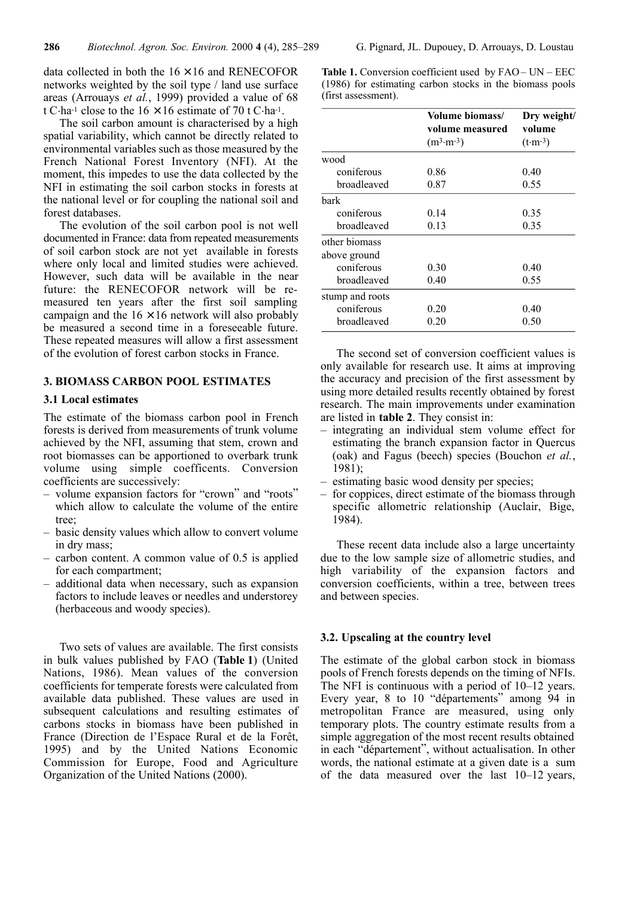data collected in both the 16 × 16 and RENECOFOR networks weighted by the soil type / land use surface areas (Arrouays *et al.*, 1999) provided a value of 68 t C·ha-1 close to the 16 × 16 estimate of 70 t C·ha-1.

The soil carbon amount is characterised by a high spatial variability, which cannot be directly related to environmental variables such as those measured by the French National Forest Inventory (NFI). At the moment, this impedes to use the data collected by the NFI in estimating the soil carbon stocks in forests at the national level or for coupling the national soil and forest databases.

The evolution of the soil carbon pool is not well documented in France: data from repeated measurements of soil carbon stock are not yet available in forests where only local and limited studies were achieved. However, such data will be available in the near future: the RENECOFOR network will be re-measured ten years after the first soil sampling campaign and the 16 × 16 network will also probably be measured a second time in a foreseeable future. These repeated measures will allow a first assessment of the evolution of forest carbon stocks in France.

## 3. BIOMASS CARBON POOL ESTIMATES

### 3.1 Local estimates

The estimate of the biomass carbon pool in French forests is derived from measurements of trunk volume achieved by the NFI, assuming that stem, crown and root biomasses can be apportioned to overbark trunk volume using simple coefficents. Conversion coefficients are successively:

– volume expansion factors for "crown" and "roots" which allow to calculate the volume of the entire tree;
– basic density values which allow to convert volume in dry mass;
– carbon content. A common value of 0.5 is applied for each compartment;
– additional data when necessary, such as expansion factors to include leaves or needles and understorey (herbaceous and woody species).

Two sets of values are available. The first consists in bulk values published by FAO (**Table 1**) (United Nations, 1986). Mean values of the conversion coefficients for temperate forests were calculated from available data published. These values are used in subsequent calculations and resulting estimates of carbons stocks in biomass have been published in France (Direction de l'Espace Rural et de la Forêt, 1995) and by the United Nations Economic Commission for Europe, Food and Agriculture Organization of the United Nations (2000).

**Table 1.** Conversion coefficient used by FAO – UN – EEC (1986) for estimating carbon stocks in the biomass pools (first assessment).

| | Volume biomass/ volume measured ($m^3 \cdot m^{-3}$) | Dry weight/ volume ($t \cdot m^{-3}$) |
|---|---|---|
| wood | | |
| coniferous | 0.86 | 0.40 |
| broadleaved | 0.87 | 0.55 |
| bark | | |
| coniferous | 0.14 | 0.35 |
| broadleaved | 0.13 | 0.35 |
| other biomass above ground | | |
| coniferous | 0.30 | 0.40 |
| broadleaved | 0.40 | 0.55 |
| stump and roots | | |
| coniferous | 0.20 | 0.40 |
| broadleaved | 0.20 | 0.50 |

The second set of conversion coefficient values is only available for research use. It aims at improving the accuracy and precision of the first assessment by using more detailed results recently obtained by forest research. The main improvements under examination are listed in **table 2**. They consist in:

– integrating an individual stem volume effect for estimating the branch expansion factor in Quercus (oak) and Fagus (beech) species (Bouchon *et al.*, 1981);
– estimating basic wood density per species;
– for coppices, direct estimate of the biomass through specific allometric relationship (Auclair, Bige, 1984).

These recent data include also a large uncertainty due to the low sample size of allometric studies, and high variability of the expansion factors and conversion coefficients, within a tree, between trees and between species.

### 3.2. Upscaling at the country level

The estimate of the global carbon stock in biomass pools of French forests depends on the timing of NFIs. The NFI is continuous with a period of 10–12 years. Every year, 8 to 10 "départements" among 94 in metropolitan France are measured, using only temporary plots. The country estimate results from a simple aggregation of the most recent results obtained in each "département", without actualisation. In other words, the national estimate at a given date is a sum of the data measured over the last 10–12 years,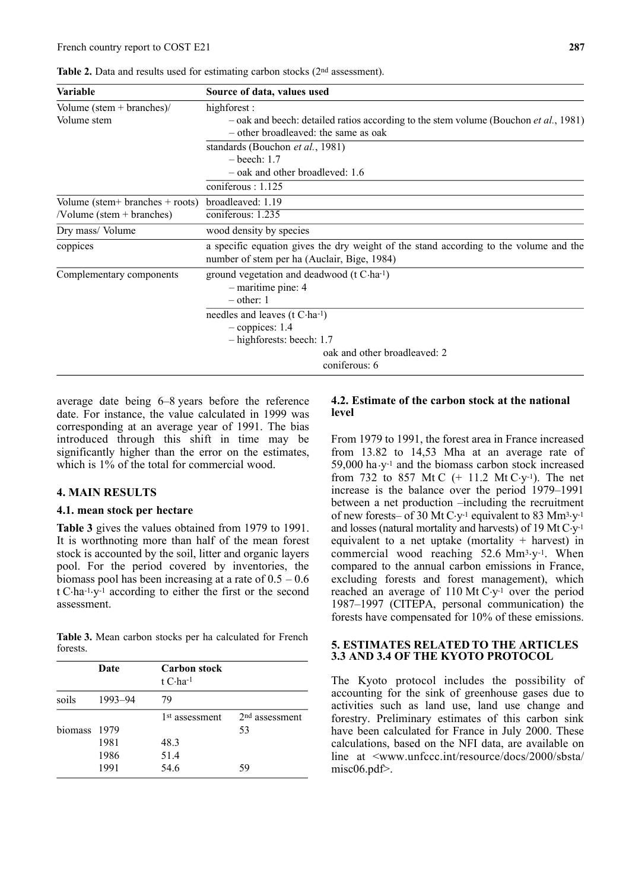**Table 2.** Data and results used for estimating carbon stocks (2nd assessment).

| Variable | Source of data, values used |
|---|---|
| Volume (stem + branches)/ Volume stem | highforest : |
| | – oak and beech: detailed ratios according to the stem volume (Bouchon *et al.*, 1981) |
| | – other broadleaved: the same as oak |
| | standards (Bouchon *et al.*, 1981) |
| | – beech: 1.7 |
| | – oak and other broadleved: 1.6 |
| | coniferous : 1.125 |
| Volume (stem+ branches + roots) /Volume (stem + branches) | broadleaved: 1.19 |
| | coniferous: 1.235 |
| Dry mass/ Volume | wood density by species |
| coppices | a specific equation gives the dry weight of the stand according to the volume and the number of stem per ha (Auclair, Bige, 1984) |
| Complementary components | ground vegetation and deadwood (t C·ha$^{-1}$) |
| | – maritime pine: 4 |
| | – other: 1 |
| | needles and leaves (t C·ha$^{-1}$) |
| | – coppices: 1.4 |
| | – highforests: beech: 1.7 |
| | oak and other broadleaved: 2 |
| | coniferous: 6 |

average date being 6–8 years before the reference date. For instance, the value calculated in 1999 was corresponding at an average year of 1991. The bias introduced through this shift in time may be significantly higher than the error on the estimates, which is 1% of the total for commercial wood.

## 4. MAIN RESULTS

### 4.1. mean stock per hectare

**Table 3** gives the values obtained from 1979 to 1991. It is worthnoting more than half of the mean forest stock is accounted by the soil, litter and organic layers pool. For the period covered by inventories, the biomass pool has been increasing at a rate of 0.5 – 0.6 t C·ha$^{-1}$·y$^{-1}$ according to either the first or the second assessment.

**Table 3.** Mean carbon stocks per ha calculated for French forests.

| | Date | Carbon stock t C·ha$^{-1}$ | |
|---|---|---|---|
| soils | 1993–94 | 79 | |
| | | 1st assessment | 2nd assessment |
| biomass | 1979 | | 53 |
| | 1981 | 48.3 | |
| | 1986 | 51.4 | |
| | 1991 | 54.6 | 59 |

### 4.2. Estimate of the carbon stock at the national level

From 1979 to 1991, the forest area in France increased from 13.82 to 14,53 Mha at an average rate of 59,000 ha·y$^{-1}$ and the biomass carbon stock increased from 732 to 857 Mt C (+ 11.2 Mt C·y$^{-1}$). The net increase is the balance over the period 1979–1991 between a net production –including the recruitment of new forests– of 30 Mt C·y$^{-1}$ equivalent to 83 Mm$^3$·y$^{-1}$ and losses (natural mortality and harvests) of 19 Mt C·y$^{-1}$ equivalent to a net uptake (mortality + harvest) in commercial wood reaching 52.6 Mm$^3$·y$^{-1}$. When compared to the annual carbon emissions in France, excluding forests and forest management), which reached an average of 110 Mt C·y$^{-1}$ over the period 1987–1997 (CITEPA, personal communication) the forests have compensated for 10% of these emissions.

## 5. ESTIMATES RELATED TO THE ARTICLES 3.3 AND 3.4 OF THE KYOTO PROTOCOL

The Kyoto protocol includes the possibility of accounting for the sink of greenhouse gases due to activities such as land use, land use change and forestry. Preliminary estimates of this carbon sink have been calculated for France in July 2000. These calculations, based on the NFI data, are available on line at <www.unfccc.int/resource/docs/2000/sbsta/misc06.pdf>.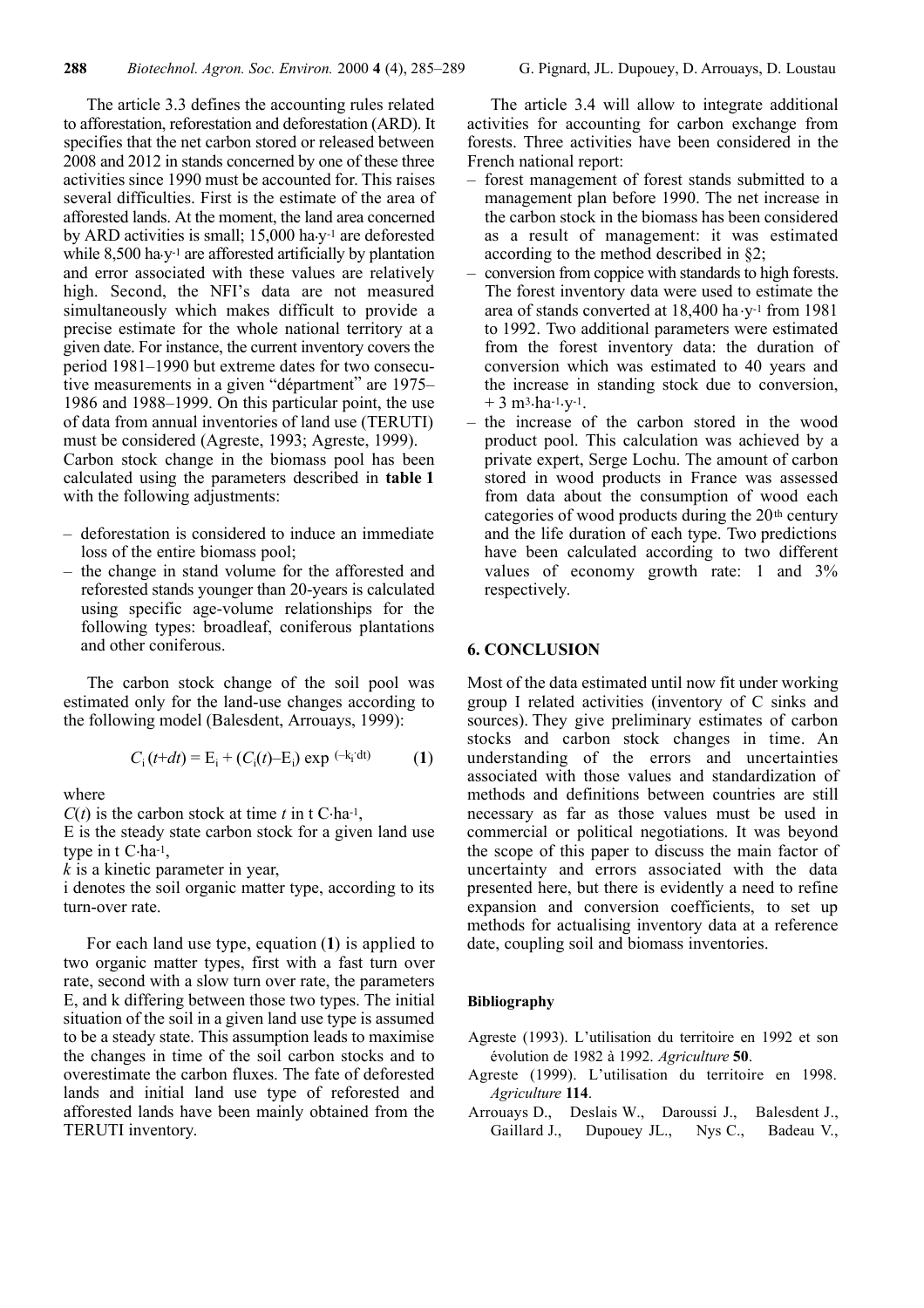The article 3.3 defines the accounting rules related to afforestation, reforestation and deforestation (ARD). It specifies that the net carbon stored or released between 2008 and 2012 in stands concerned by one of these three activities since 1990 must be accounted for. This raises several difficulties. First is the estimate of the area of afforested lands. At the moment, the land area concerned by ARD activities is small; 15,000 $ha{\cdot}y^{-1}$ are deforested while 8,500 $ha{\cdot}y^{-1}$ are afforested artificially by plantation and error associated with these values are relatively high. Second, the NFI's data are not measured simultaneously which makes difficult to provide a precise estimate for the whole national territory at a given date. For instance, the current inventory covers the period 1981–1990 but extreme dates for two consecutive measurements in a given "départment" are 1975–1986 and 1988–1999. On this particular point, the use of data from annual inventories of land use (TERUTI) must be considered (Agreste, 1993; Agreste, 1999).

Carbon stock change in the biomass pool has been calculated using the parameters described in **table 1** with the following adjustments:

- deforestation is considered to induce an immediate loss of the entire biomass pool;
- the change in stand volume for the afforested and reforested stands younger than 20-years is calculated using specific age-volume relationships for the following types: broadleaf, coniferous plantations and other coniferous.

The carbon stock change of the soil pool was estimated only for the land-use changes according to the following model (Balesdent, Arrouays, 1999):

$$C_i(t+dt) = E_i + (C_i(t) - E_i) \exp^{(-k_i \cdot dt)} \quad (\mathbf{1})$$

where

$C(t)$ is the carbon stock at time $t$ in $t\ C{\cdot}ha^{-1}$,

E is the steady state carbon stock for a given land use type in $t\ C{\cdot}ha^{-1}$,

$k$ is a kinetic parameter in year,

i denotes the soil organic matter type, according to its turn-over rate.

For each land use type, equation (**1**) is applied to two organic matter types, first with a fast turn over rate, second with a slow turn over rate, the parameters E, and k differing between those two types. The initial situation of the soil in a given land use type is assumed to be a steady state. This assumption leads to maximise the changes in time of the soil carbon stocks and to overestimate the carbon fluxes. The fate of deforested lands and initial land use type of reforested and afforested lands have been mainly obtained from the TERUTI inventory.

The article 3.4 will allow to integrate additional activities for accounting for carbon exchange from forests. Three activities have been considered in the French national report:

- forest management of forest stands submitted to a management plan before 1990. The net increase in the carbon stock in the biomass has been considered as a result of management: it was estimated according to the method described in §2;
- conversion from coppice with standards to high forests. The forest inventory data were used to estimate the area of stands converted at 18,400 $ha{\cdot}y^{-1}$ from 1981 to 1992. Two additional parameters were estimated from the forest inventory data: the duration of conversion which was estimated to 40 years and the increase in standing stock due to conversion, $+ 3\ m^3{\cdot}ha^{-1}{\cdot}y^{-1}$.
- the increase of the carbon stored in the wood product pool. This calculation was achieved by a private expert, Serge Lochu. The amount of carbon stored in wood products in France was assessed from data about the consumption of wood each categories of wood products during the 20th century and the life duration of each type. Two predictions have been calculated according to two different values of economy growth rate: 1 and 3% respectively.

## 6. CONCLUSION

Most of the data estimated until now fit under working group I related activities (inventory of C sinks and sources). They give preliminary estimates of carbon stocks and carbon stock changes in time. An understanding of the errors and uncertainties associated with those values and standardization of methods and definitions between countries are still necessary as far as those values must be used in commercial or political negotiations. It was beyond the scope of this paper to discuss the main factor of uncertainty and errors associated with the data presented here, but there is evidently a need to refine expansion and conversion coefficients, to set up methods for actualising inventory data at a reference date, coupling soil and biomass inventories.

#### Bibliography

Agreste (1993). L'utilisation du territoire en 1992 et son évolution de 1982 à 1992. *Agriculture* **50**.

Agreste (1999). L'utilisation du territoire en 1998. *Agriculture* **114**.

Arrouays D., Deslais W., Daroussi J., Balesdent J., Gaillard J., Dupouey JL., Nys C., Badeau V.,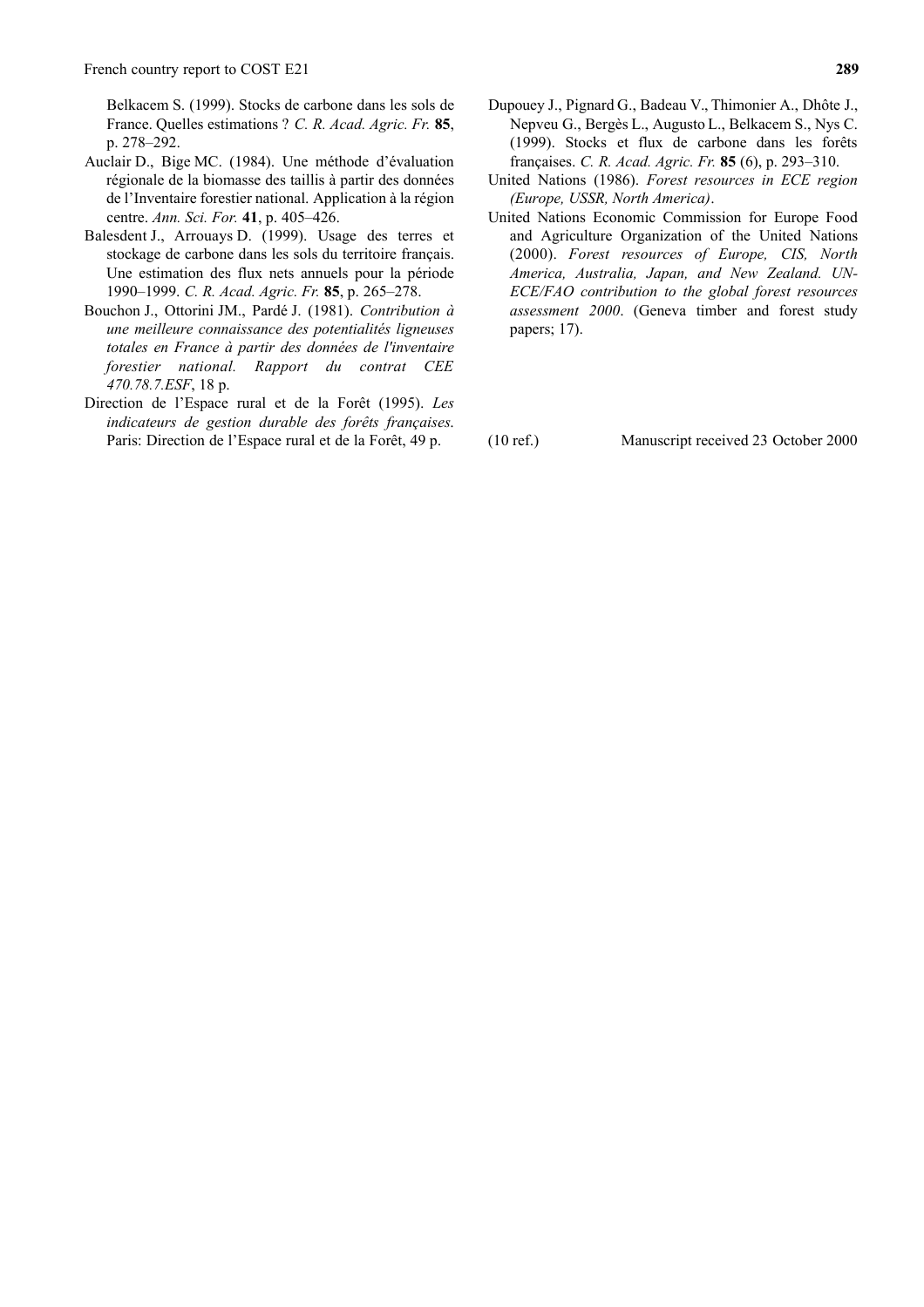Belkacem S. (1999). Stocks de carbone dans les sols de France. Quelles estimations ? *C. R. Acad. Agric. Fr.* **85**, p. 278–292.

Auclair D., Bige MC. (1984). Une méthode d'évaluation régionale de la biomasse des taillis à partir des données de l'Inventaire forestier national. Application à la région centre. *Ann. Sci. For.* **41**, p. 405–426.

Balesdent J., Arrouays D. (1999). Usage des terres et stockage de carbone dans les sols du territoire français. Une estimation des flux nets annuels pour la période 1990–1999. *C. R. Acad. Agric. Fr.* **85**, p. 265–278.

Bouchon J., Ottorini JM., Pardé J. (1981). *Contribution à une meilleure connaissance des potentialités ligneuses totales en France à partir des données de l'inventaire forestier national. Rapport du contrat CEE 470.78.7.ESF*, 18 p.

Direction de l'Espace rural et de la Forêt (1995). *Les indicateurs de gestion durable des forêts françaises*. Paris: Direction de l'Espace rural et de la Forêt, 49 p.

Dupouey J., Pignard G., Badeau V., Thimonier A., Dhôte J., Nepveu G., Bergès L., Augusto L., Belkacem S., Nys C. (1999). Stocks et flux de carbone dans les forêts françaises. *C. R. Acad. Agric. Fr.* **85** (6), p. 293–310.

United Nations (1986). *Forest resources in ECE region (Europe, USSR, North America)*.

United Nations Economic Commission for Europe Food and Agriculture Organization of the United Nations (2000). *Forest resources of Europe, CIS, North America, Australia, Japan, and New Zealand. UN-ECE/FAO contribution to the global forest resources assessment 2000*. (Geneva timber and forest study papers; 17).

(10 ref.) Manuscript received 23 October 2000